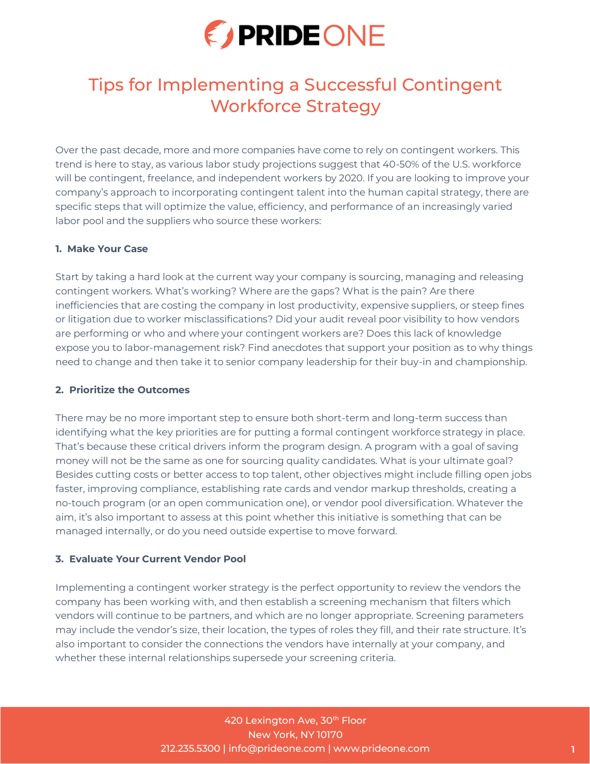# Tips for Implementing a Successful Contingent Workforce Strategy

Over the past decade, more and more companies have come to rely on contingent workers. This trend is here to stay, as various labor study projections suggest that 40-50% of the U.S. workforce will be contingent, freelance, and independent workers by 2020. If you are looking to improve your company's approach to incorporating contingent talent into the human capital strategy, there are specific steps that will optimize the value, efficiency, and performance of an increasingly varied labor pool and the suppliers who source these workers:

### 1. Make Your Case

Start by taking a hard look at the current way your company is sourcing, managing and releasing contingent workers. What's working? Where are the gaps? What is the pain? Are there inefficiencies that are costing the company in lost productivity, expensive suppliers, or steep fines or litigation due to worker misclassifications? Did your audit reveal poor visibility to how vendors are performing or who and where your contingent workers are? Does this lack of knowledge expose you to labor-management risk? Find anecdotes that support your position as to why things need to change and then take it to senior company leadership for their buy-in and championship.

### 2. Prioritize the Outcomes

There may be no more important step to ensure both short-term and long-term success than identifying what the key priorities are for putting a formal contingent workforce strategy in place. That's because these critical drivers inform the program design. A program with a goal of saving money will not be the same as one for sourcing quality candidates. What is your ultimate goal? Besides cutting costs or better access to top talent, other objectives might include filling open jobs faster, improving compliance, establishing rate cards and vendor markup thresholds, creating a no-touch program (or an open communication one), or vendor pool diversification. Whatever the aim, it's also important to assess at this point whether this initiative is something that can be managed internally, or do you need outside expertise to move forward.

### 3. Evaluate Your Current Vendor Pool

Implementing a contingent worker strategy is the perfect opportunity to review the vendors the company has been working with, and then establish a screening mechanism that filters which vendors will continue to be partners, and which are no longer appropriate. Screening parameters may include the vendor's size, their location, the types of roles they fill, and their rate structure. It's also important to consider the connections the vendors have internally at your company, and whether these internal relationships supersede your screening criteria.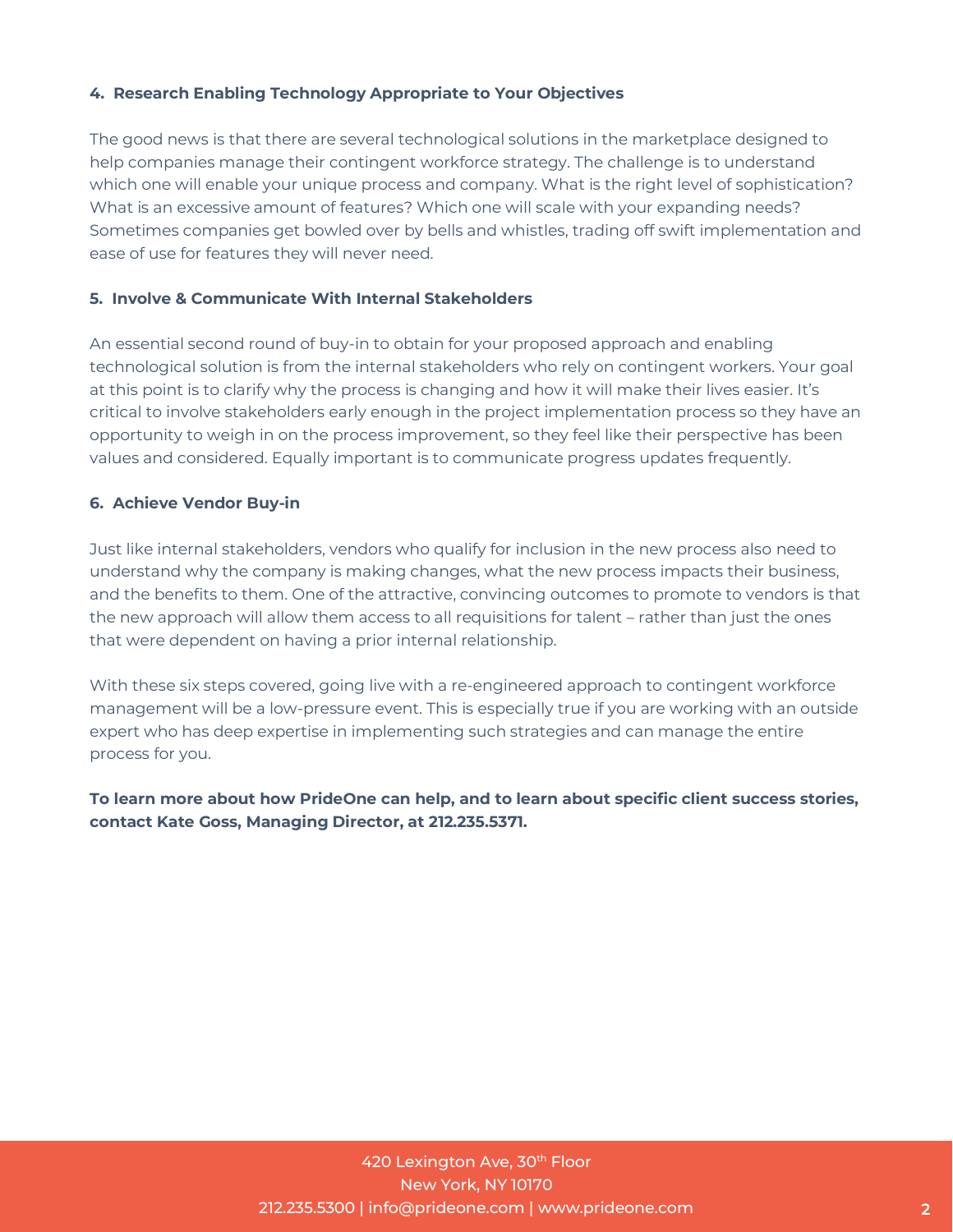#### 4. Research Enabling Technology Appropriate to Your Objectives

The good news is that there are several technological solutions in the marketplace designed to help companies manage their contingent workforce strategy. The challenge is to understand which one will enable your unique process and company. What is the right level of sophistication? What is an excessive amount of features? Which one will scale with your expanding needs? Sometimes companies get bowled over by bells and whistles, trading off swift implementation and ease of use for features they will never need.

#### 5. Involve & Communicate With Internal Stakeholders

An essential second round of buy-in to obtain for your proposed approach and enabling technological solution is from the internal stakeholders who rely on contingent workers. Your goal at this point is to clarify why the process is changing and how it will make their lives easier. It's critical to involve stakeholders early enough in the project implementation process so they have an opportunity to weigh in on the process improvement, so they feel like their perspective has been values and considered. Equally important is to communicate progress updates frequently.

#### 6. Achieve Vendor Buy-in

Just like internal stakeholders, vendors who qualify for inclusion in the new process also need to understand why the company is making changes, what the new process impacts their business, and the benefits to them. One of the attractive, convincing outcomes to promote to vendors is that the new approach will allow them access to all requisitions for talent – rather than just the ones that were dependent on having a prior internal relationship.

With these six steps covered, going live with a re-engineered approach to contingent workforce management will be a low-pressure event. This is especially true if you are working with an outside expert who has deep expertise in implementing such strategies and can manage the entire process for you.

**To learn more about how PrideOne can help, and to learn about specific client success stories, contact Kate Goss, Managing Director, at 212.235.5371.**

420 Lexington Ave, 30th Floor
New York, NY 10170
212.235.5300 | info@prideone.com | www.prideone.com